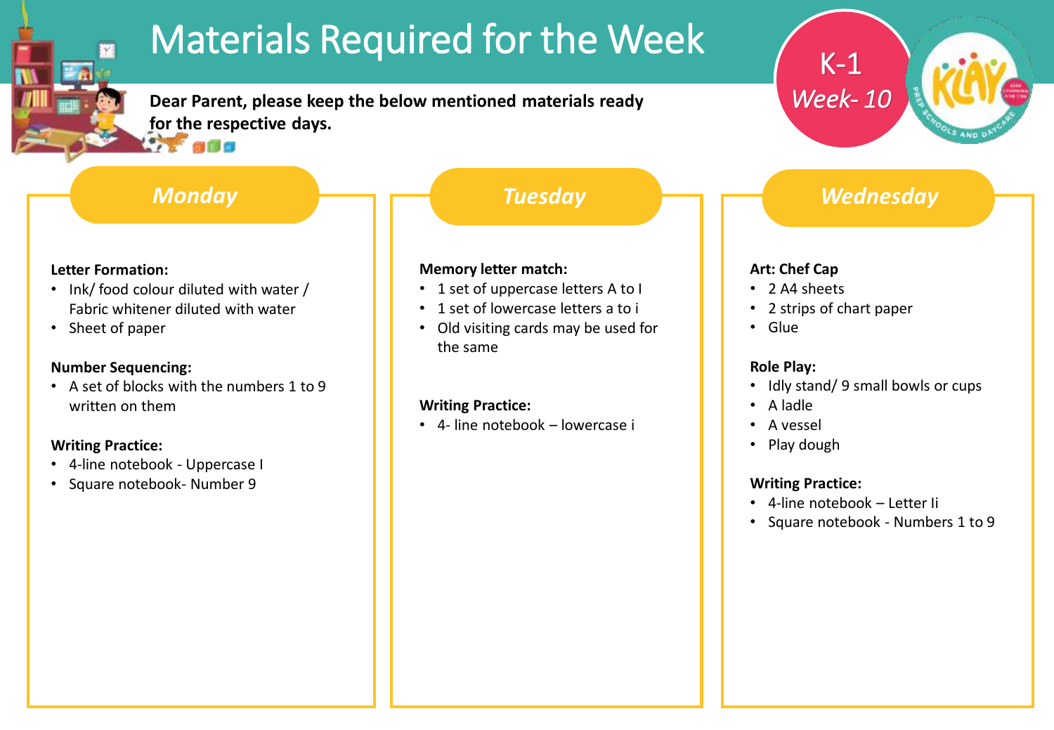# Materials Required for the Week

**K-1**
*Week- 10*

**Dear Parent, please keep the below mentioned materials ready for the respective days.**

## *Monday*

**Letter Formation:**
- Ink/ food colour diluted with water / Fabric whitener diluted with water
- Sheet of paper

**Number Sequencing:**
- A set of blocks with the numbers 1 to 9 written on them

**Writing Practice:**
- 4-line notebook - Uppercase I
- Square notebook- Number 9

## *Tuesday*

**Memory letter match:**
- 1 set of uppercase letters A to I
- 1 set of lowercase letters a to i
- Old visiting cards may be used for the same

**Writing Practice:**
- 4- line notebook – lowercase i

## *Wednesday*

**Art: Chef Cap**
- 2 A4 sheets
- 2 strips of chart paper
- Glue

**Role Play:**
- Idly stand/ 9 small bowls or cups
- A ladle
- A vessel
- Play dough

**Writing Practice:**
- 4-line notebook – Letter Ii
- Square notebook - Numbers 1 to 9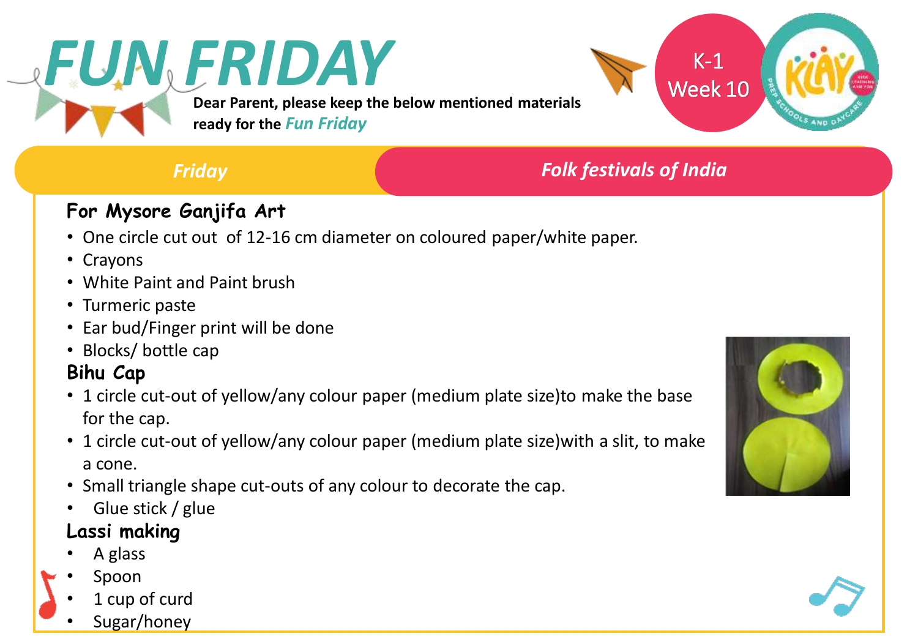# FUN FRIDAY

**Dear Parent, please keep the below mentioned materials ready for the *Fun Friday***

K-1
Week 10

***Friday*** — ***Folk festivals of India***

## For Mysore Ganjifa Art

- One circle cut out of 12-16 cm diameter on coloured paper/white paper.
- Crayons
- White Paint and Paint brush
- Turmeric paste
- Ear bud/Finger print will be done
- Blocks/ bottle cap

## Bihu Cap

- 1 circle cut-out of yellow/any colour paper (medium plate size)to make the base for the cap.
- 1 circle cut-out of yellow/any colour paper (medium plate size)with a slit, to make a cone.
- Small triangle shape cut-outs of any colour to decorate the cap.
- Glue stick / glue

## Lassi making

- A glass
- Spoon
- 1 cup of curd
- Sugar/honey